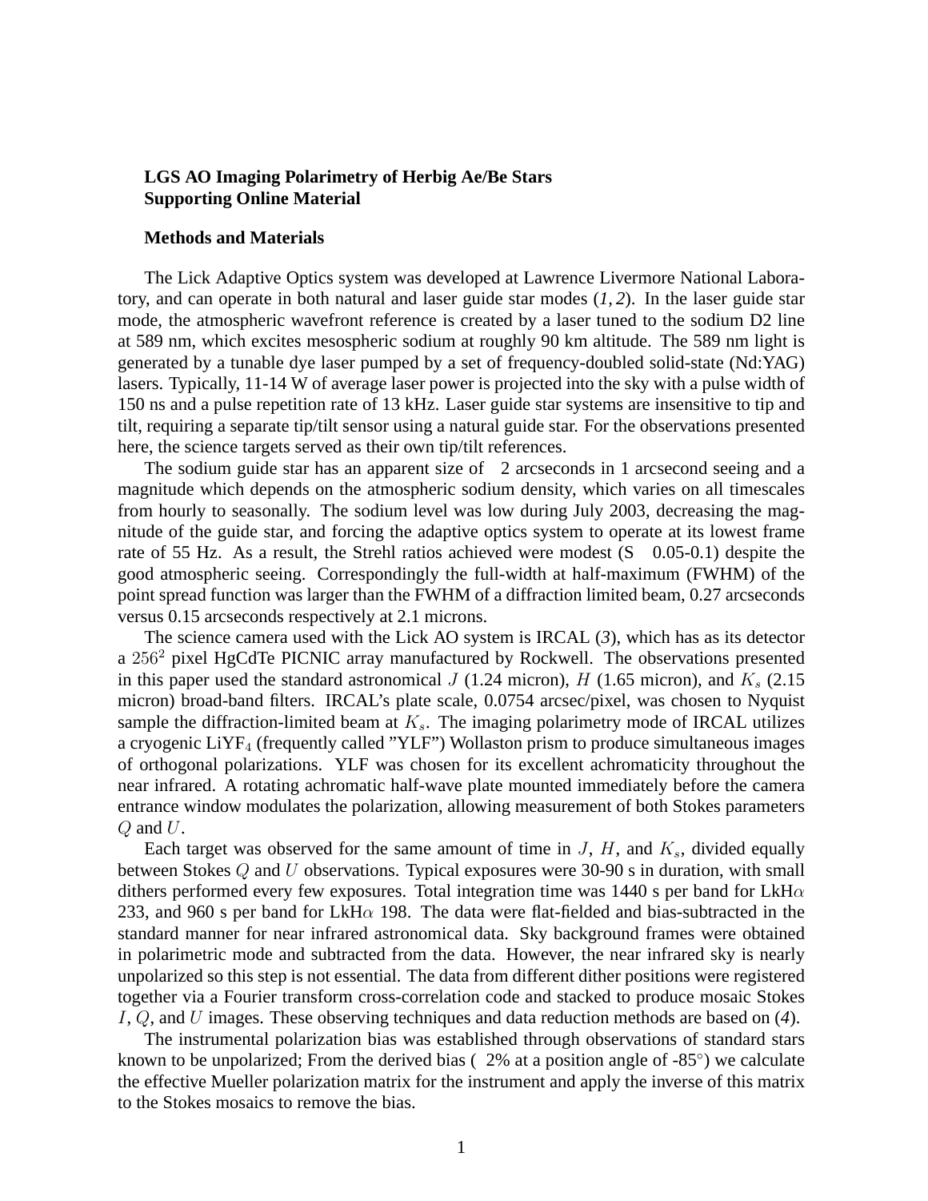**LGS AO Imaging Polarimetry of Herbig Ae/Be Stars**
**Supporting Online Material**

**Methods and Materials**

The Lick Adaptive Optics system was developed at Lawrence Livermore National Laboratory, and can operate in both natural and laser guide star modes (*1, 2*). In the laser guide star mode, the atmospheric wavefront reference is created by a laser tuned to the sodium D2 line at 589 nm, which excites mesospheric sodium at roughly 90 km altitude. The 589 nm light is generated by a tunable dye laser pumped by a set of frequency-doubled solid-state (Nd:YAG) lasers. Typically, 11-14 W of average laser power is projected into the sky with a pulse width of 150 ns and a pulse repetition rate of 13 kHz. Laser guide star systems are insensitive to tip and tilt, requiring a separate tip/tilt sensor using a natural guide star. For the observations presented here, the science targets served as their own tip/tilt references.

The sodium guide star has an apparent size of ~2 arcseconds in 1 arcsecond seeing and a magnitude which depends on the atmospheric sodium density, which varies on all timescales from hourly to seasonally. The sodium level was low during July 2003, decreasing the magnitude of the guide star, and forcing the adaptive optics system to operate at its lowest frame rate of 55 Hz. As a result, the Strehl ratios achieved were modest (S ~ 0.05-0.1) despite the good atmospheric seeing. Correspondingly the full-width at half-maximum (FWHM) of the point spread function was larger than the FWHM of a diffraction limited beam, 0.27 arcseconds versus 0.15 arcseconds respectively at 2.1 microns.

The science camera used with the Lick AO system is IRCAL (*3*), which has as its detector a $256^2$ pixel HgCdTe PICNIC array manufactured by Rockwell. The observations presented in this paper used the standard astronomical $J$ (1.24 micron), $H$ (1.65 micron), and $K_s$ (2.15 micron) broad-band filters. IRCAL's plate scale, 0.0754 arcsec/pixel, was chosen to Nyquist sample the diffraction-limited beam at $K_s$. The imaging polarimetry mode of IRCAL utilizes a cryogenic $LiYF_4$ (frequently called "YLF") Wollaston prism to produce simultaneous images of orthogonal polarizations. YLF was chosen for its excellent achromaticity throughout the near infrared. A rotating achromatic half-wave plate mounted immediately before the camera entrance window modulates the polarization, allowing measurement of both Stokes parameters $Q$ and $U$.

Each target was observed for the same amount of time in $J$, $H$, and $K_s$, divided equally between Stokes $Q$ and $U$ observations. Typical exposures were 30-90 s in duration, with small dithers performed every few exposures. Total integration time was 1440 s per band for LkH$\alpha$ 233, and 960 s per band for LkH$\alpha$ 198. The data were flat-fielded and bias-subtracted in the standard manner for near infrared astronomical data. Sky background frames were obtained in polarimetric mode and subtracted from the data. However, the near infrared sky is nearly unpolarized so this step is not essential. The data from different dither positions were registered together via a Fourier transform cross-correlation code and stacked to produce mosaic Stokes $I$, $Q$, and $U$ images. These observing techniques and data reduction methods are based on (*4*).

The instrumental polarization bias was established through observations of standard stars known to be unpolarized; From the derived bias (~2% at a position angle of -85°) we calculate the effective Mueller polarization matrix for the instrument and apply the inverse of this matrix to the Stokes mosaics to remove the bias.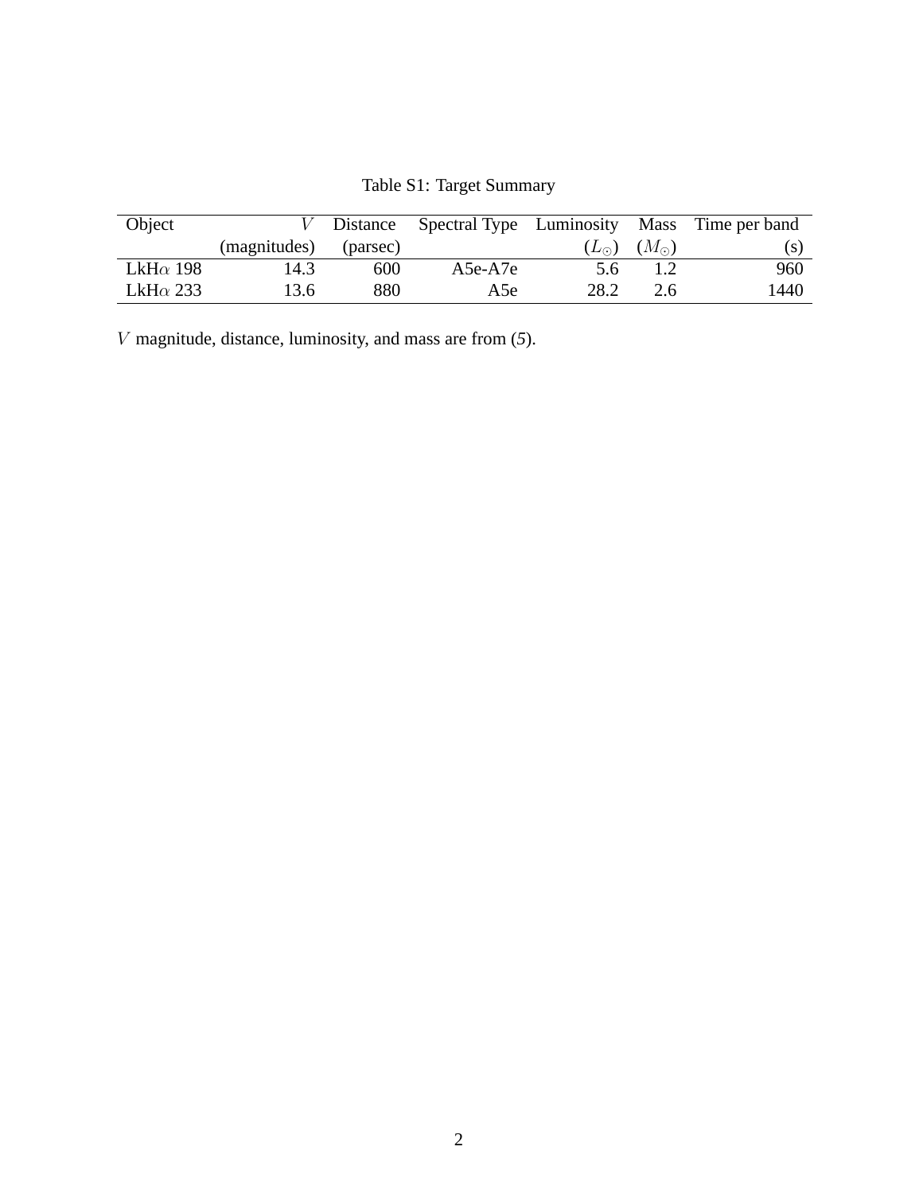Table S1: Target Summary

| Object | $V$ | Distance | Spectral Type | Luminosity | Mass | Time per band |
| --- | --- | --- | --- | --- | --- | --- |
| | (magnitudes) | (parsec) | | $(L_{\odot})$ | $(M_{\odot})$ | (s) |
| LkH$\alpha$ 198 | 14.3 | 600 | A5e-A7e | 5.6 | 1.2 | 960 |
| LkH$\alpha$ 233 | 13.6 | 880 | A5e | 28.2 | 2.6 | 1440 |

$V$ magnitude, distance, luminosity, and mass are from (*5*).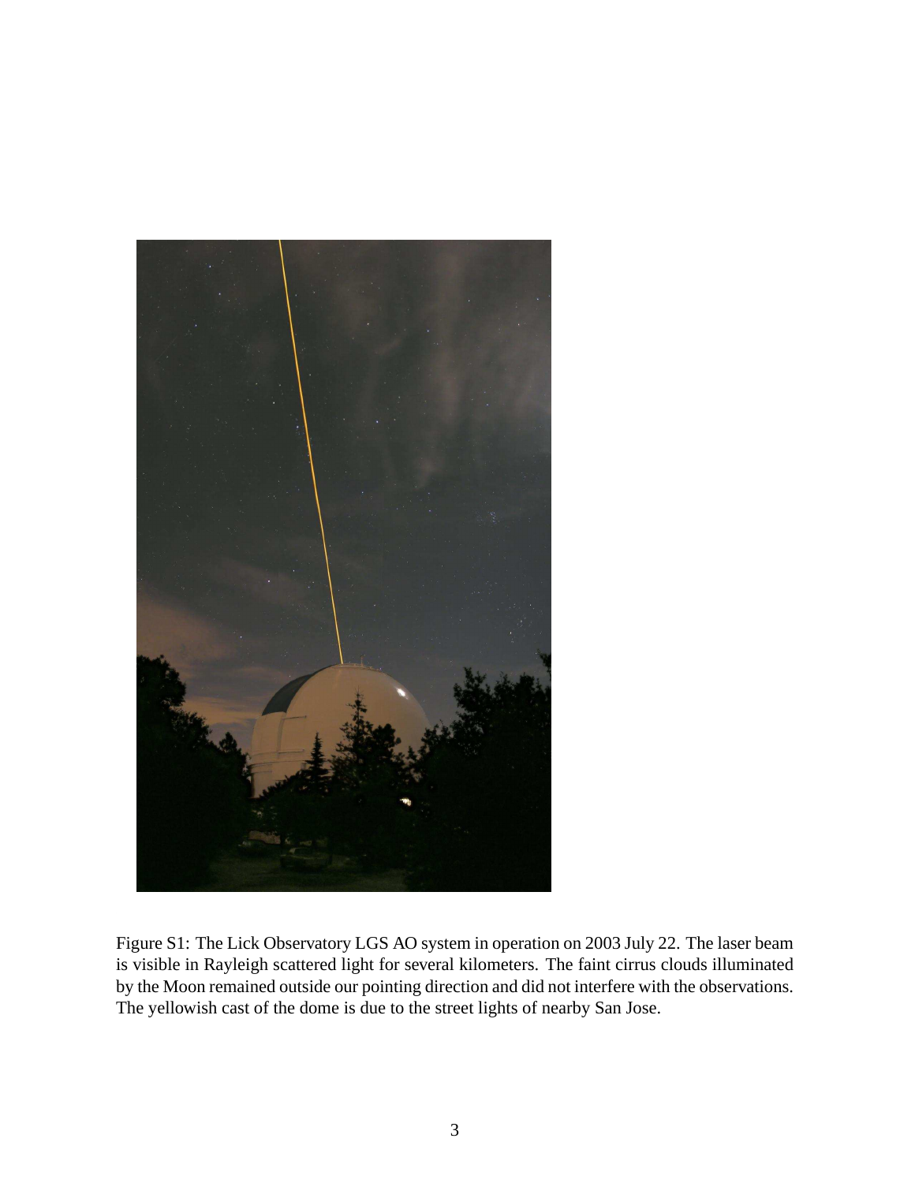Figure S1: The Lick Observatory LGS AO system in operation on 2003 July 22. The laser beam is visible in Rayleigh scattered light for several kilometers. The faint cirrus clouds illuminated by the Moon remained outside our pointing direction and did not interfere with the observations. The yellowish cast of the dome is due to the street lights of nearby San Jose.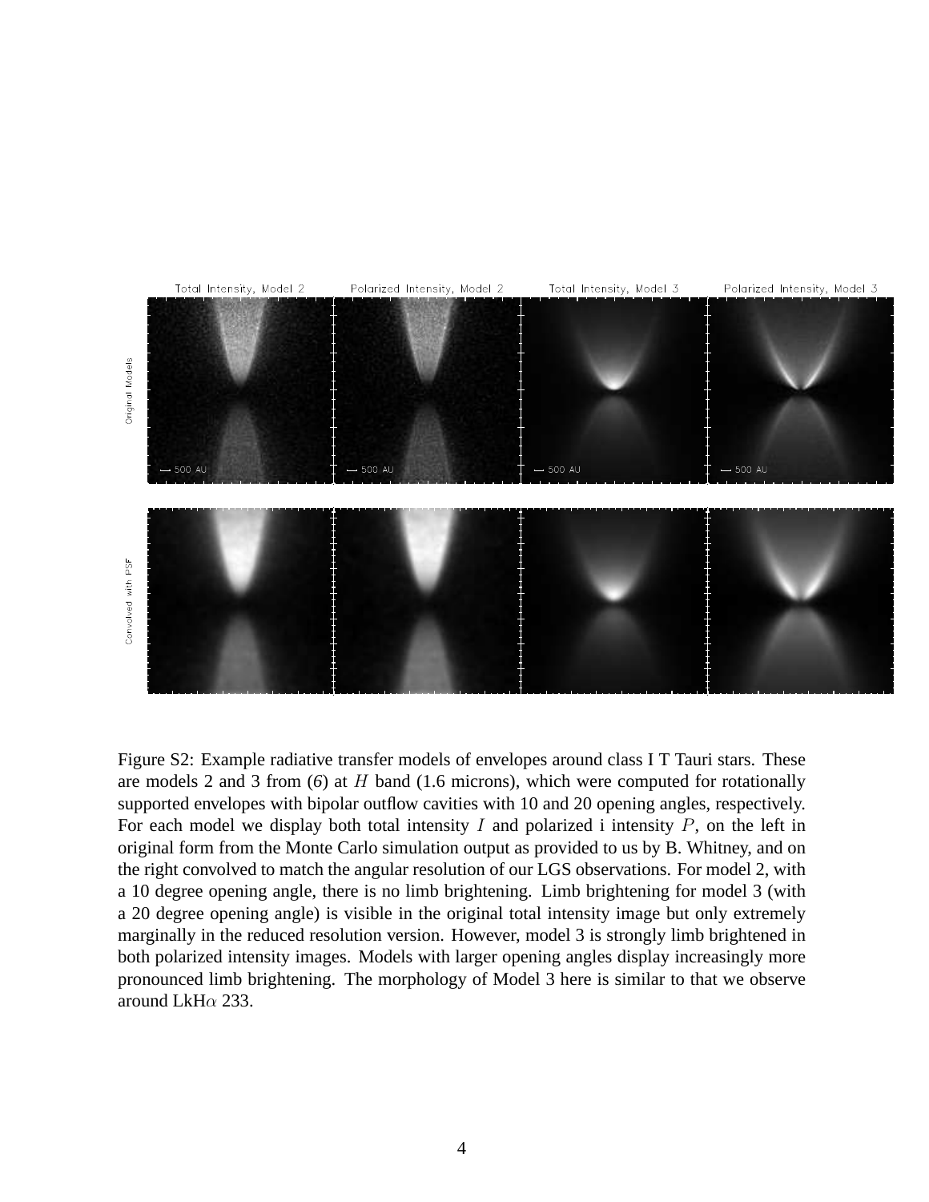Figure S2: Example radiative transfer models of envelopes around class I T Tauri stars. These are models 2 and 3 from (*6*) at $H$ band (1.6 microns), which were computed for rotationally supported envelopes with bipolar outflow cavities with 10 and 20 opening angles, respectively. For each model we display both total intensity $I$ and polarized i intensity $P$, on the left in original form from the Monte Carlo simulation output as provided to us by B. Whitney, and on the right convolved to match the angular resolution of our LGS observations. For model 2, with a 10 degree opening angle, there is no limb brightening. Limb brightening for model 3 (with a 20 degree opening angle) is visible in the original total intensity image but only extremely marginally in the reduced resolution version. However, model 3 is strongly limb brightened in both polarized intensity images. Models with larger opening angles display increasingly more pronounced limb brightening. The morphology of Model 3 here is similar to that we observe around LkH$\alpha$ 233.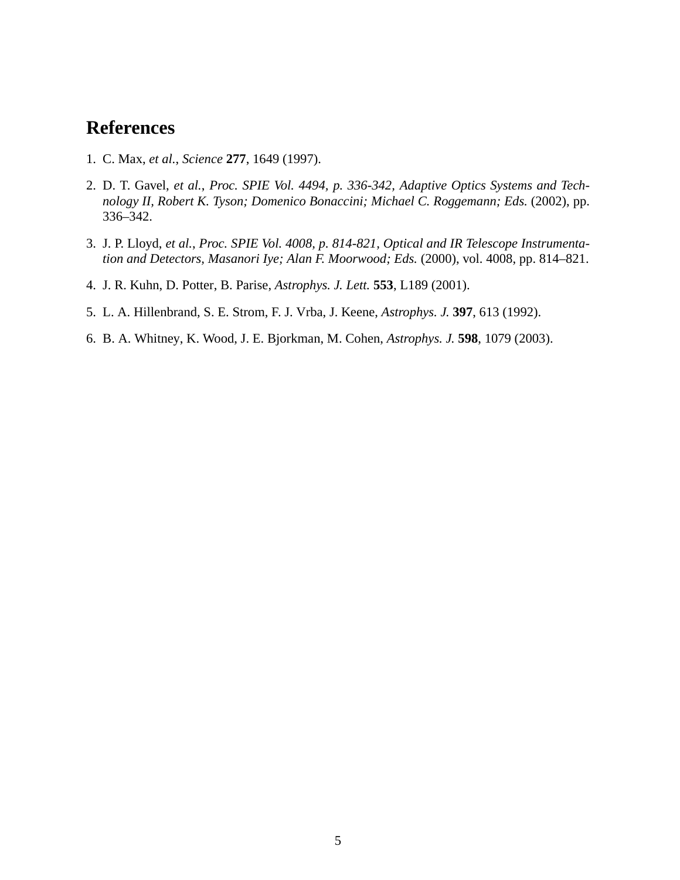# References

1. C. Max, *et al.*, *Science* **277**, 1649 (1997).

2. D. T. Gavel, *et al.*, *Proc. SPIE Vol. 4494, p. 336-342, Adaptive Optics Systems and Technology II, Robert K. Tyson; Domenico Bonaccini; Michael C. Roggemann; Eds.* (2002), pp. 336–342.

3. J. P. Lloyd, *et al.*, *Proc. SPIE Vol. 4008, p. 814-821, Optical and IR Telescope Instrumentation and Detectors, Masanori Iye; Alan F. Moorwood; Eds.* (2000), vol. 4008, pp. 814–821.

4. J. R. Kuhn, D. Potter, B. Parise, *Astrophys. J. Lett.* **553**, L189 (2001).

5. L. A. Hillenbrand, S. E. Strom, F. J. Vrba, J. Keene, *Astrophys. J.* **397**, 613 (1992).

6. B. A. Whitney, K. Wood, J. E. Bjorkman, M. Cohen, *Astrophys. J.* **598**, 1079 (2003).